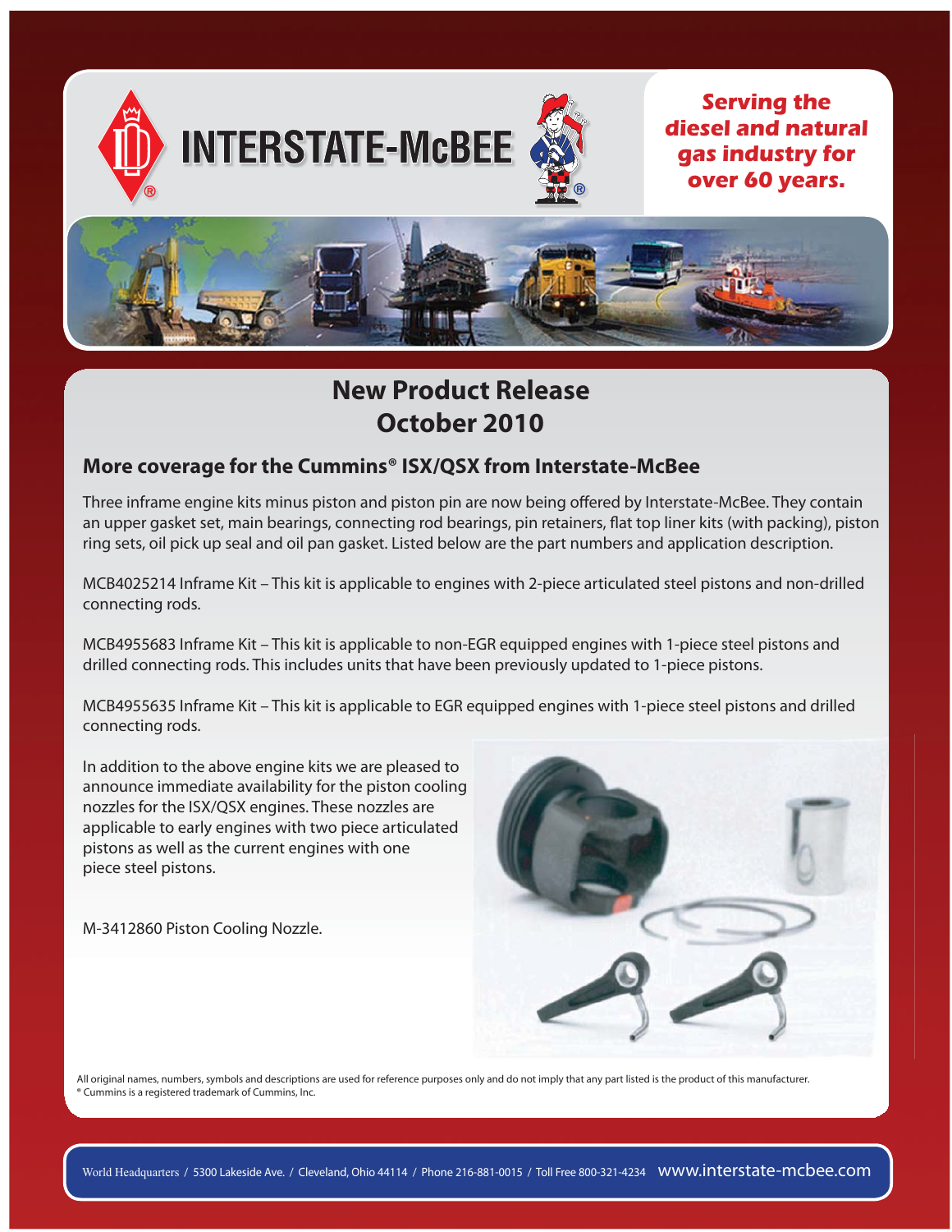INTERSTATE-McBEE

*Serving the diesel and natural gas industry for over 60 years.*

# New Product Release
# October 2010

## More coverage for the Cummins® ISX/QSX from Interstate-McBee

Three inframe engine kits minus piston and piston pin are now being offered by Interstate-McBee. They contain an upper gasket set, main bearings, connecting rod bearings, pin retainers, flat top liner kits (with packing), piston ring sets, oil pick up seal and oil pan gasket. Listed below are the part numbers and application description.

MCB4025214 Inframe Kit – This kit is applicable to engines with 2-piece articulated steel pistons and non-drilled connecting rods.

MCB4955683 Inframe Kit – This kit is applicable to non-EGR equipped engines with 1-piece steel pistons and drilled connecting rods. This includes units that have been previously updated to 1-piece pistons.

MCB4955635 Inframe Kit – This kit is applicable to EGR equipped engines with 1-piece steel pistons and drilled connecting rods.

In addition to the above engine kits we are pleased to announce immediate availability for the piston cooling nozzles for the ISX/QSX engines. These nozzles are applicable to early engines with two piece articulated pistons as well as the current engines with one piece steel pistons.

M-3412860 Piston Cooling Nozzle.

All original names, numbers, symbols and descriptions are used for reference purposes only and do not imply that any part listed is the product of this manufacturer.
® Cummins is a registered trademark of Cummins, Inc.

World Headquarters / 5300 Lakeside Ave. / Cleveland, Ohio 44114 / Phone 216-881-0015 / Toll Free 800-321-4234 www.interstate-mcbee.com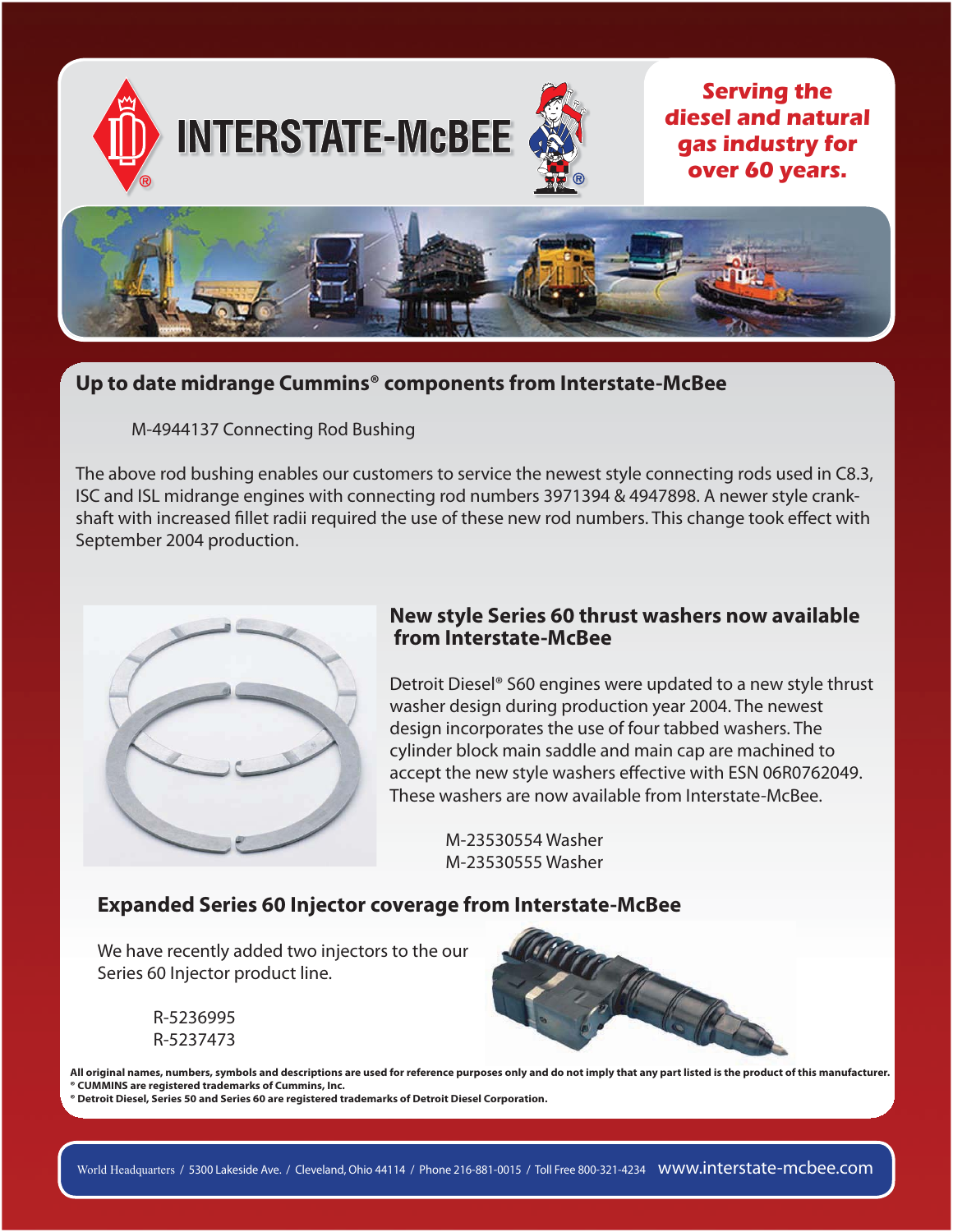INTERSTATE-McBEE

**Serving the diesel and natural gas industry for over 60 years.**

## Up to date midrange Cummins® components from Interstate-McBee

M-4944137 Connecting Rod Bushing

The above rod bushing enables our customers to service the newest style connecting rods used in C8.3, ISC and ISL midrange engines with connecting rod numbers 3971394 & 4947898. A newer style crankshaft with increased fillet radii required the use of these new rod numbers. This change took effect with September 2004 production.

## New style Series 60 thrust washers now available from Interstate-McBee

Detroit Diesel® S60 engines were updated to a new style thrust washer design during production year 2004. The newest design incorporates the use of four tabbed washers. The cylinder block main saddle and main cap are machined to accept the new style washers effective with ESN 06R0762049. These washers are now available from Interstate-McBee.

M-23530554 Washer
M-23530555 Washer

## Expanded Series 60 Injector coverage from Interstate-McBee

We have recently added two injectors to the our Series 60 Injector product line.

R-5236995
R-5237473

**All original names, numbers, symbols and descriptions are used for reference purposes only and do not imply that any part listed is the product of this manufacturer.**
**® CUMMINS are registered trademarks of Cummins, Inc.**
**® Detroit Diesel, Series 50 and Series 60 are registered trademarks of Detroit Diesel Corporation.**

World Headquarters / 5300 Lakeside Ave. / Cleveland, Ohio 44114 / Phone 216-881-0015 / Toll Free 800-321-4234 www.interstate-mcbee.com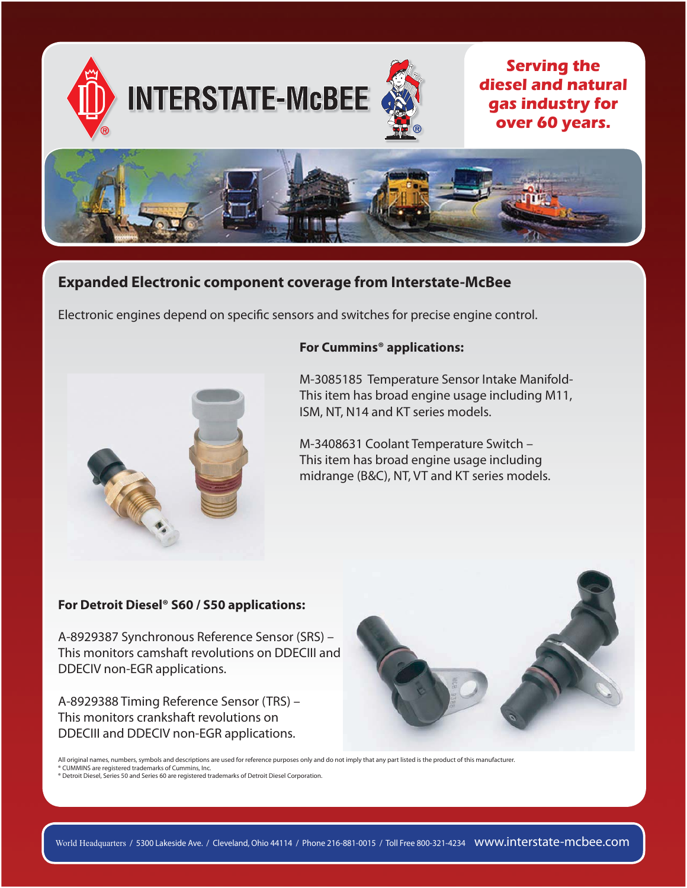INTERSTATE-McBEE

**Serving the diesel and natural gas industry for over 60 years.**

## Expanded Electronic component coverage from Interstate-McBee

Electronic engines depend on specific sensors and switches for precise engine control.

### For Cummins® applications:

M-3085185 Temperature Sensor Intake Manifold-This item has broad engine usage including M11, ISM, NT, N14 and KT series models.

M-3408631 Coolant Temperature Switch – This item has broad engine usage including midrange (B&C), NT, VT and KT series models.

### For Detroit Diesel® S60 / S50 applications:

A-8929387 Synchronous Reference Sensor (SRS) – This monitors camshaft revolutions on DDECIII and DDECIV non-EGR applications.

A-8929388 Timing Reference Sensor (TRS) – This monitors crankshaft revolutions on DDECIII and DDECIV non-EGR applications.

All original names, numbers, symbols and descriptions are used for reference purposes only and do not imply that any part listed is the product of this manufacturer.
® CUMMINS are registered trademarks of Cummins, Inc.
® Detroit Diesel, Series 50 and Series 60 are registered trademarks of Detroit Diesel Corporation.

World Headquarters / 5300 Lakeside Ave. / Cleveland, Ohio 44114 / Phone 216-881-0015 / Toll Free 800-321-4234 www.interstate-mcbee.com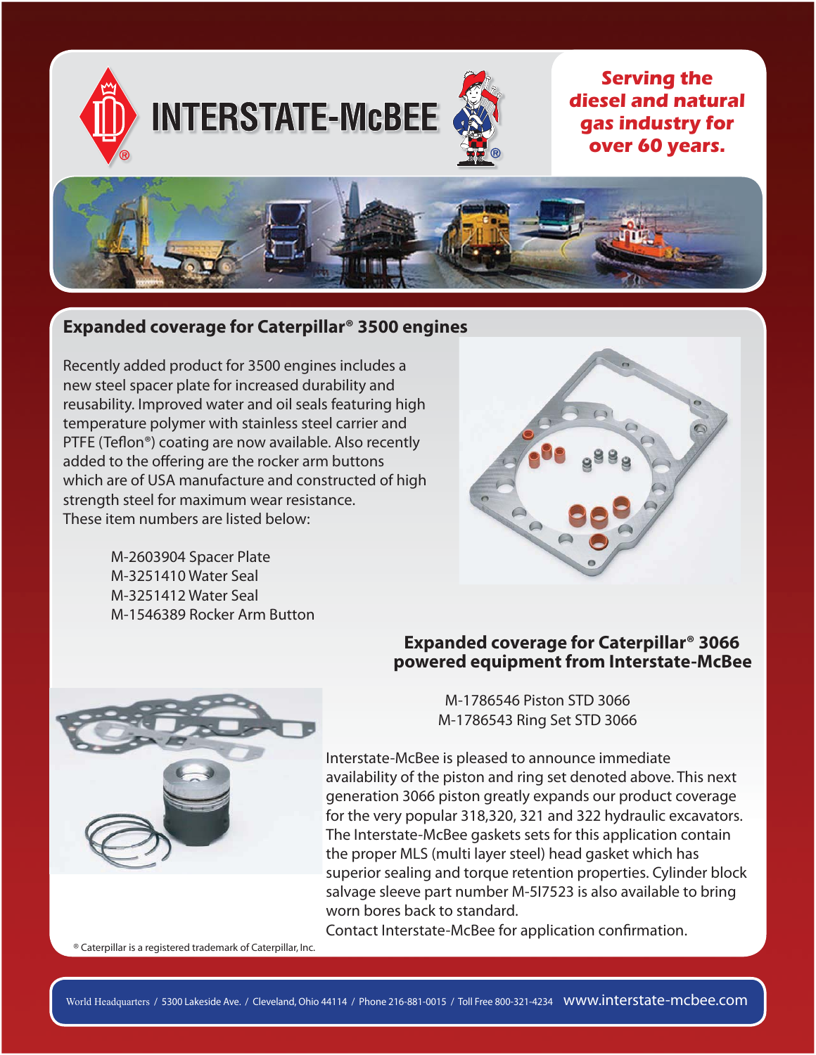# INTERSTATE-McBEE

**Serving the diesel and natural gas industry for over 60 years.**

## Expanded coverage for Caterpillar® 3500 engines

Recently added product for 3500 engines includes a new steel spacer plate for increased durability and reusability. Improved water and oil seals featuring high temperature polymer with stainless steel carrier and PTFE (Teflon®) coating are now available. Also recently added to the offering are the rocker arm buttons which are of USA manufacture and constructed of high strength steel for maximum wear resistance. These item numbers are listed below:

M-2603904 Spacer Plate
M-3251410 Water Seal
M-3251412 Water Seal
M-1546389 Rocker Arm Button

## Expanded coverage for Caterpillar® 3066 powered equipment from Interstate-McBee

M-1786546 Piston STD 3066
M-1786543 Ring Set STD 3066

Interstate-McBee is pleased to announce immediate availability of the piston and ring set denoted above. This next generation 3066 piston greatly expands our product coverage for the very popular 318,320, 321 and 322 hydraulic excavators. The Interstate-McBee gaskets sets for this application contain the proper MLS (multi layer steel) head gasket which has superior sealing and torque retention properties. Cylinder block salvage sleeve part number M-5I7523 is also available to bring worn bores back to standard.
Contact Interstate-McBee for application confirmation.

® Caterpillar is a registered trademark of Caterpillar, Inc.

World Headquarters / 5300 Lakeside Ave. / Cleveland, Ohio 44114 / Phone 216-881-0015 / Toll Free 800-321-4234 www.interstate-mcbee.com